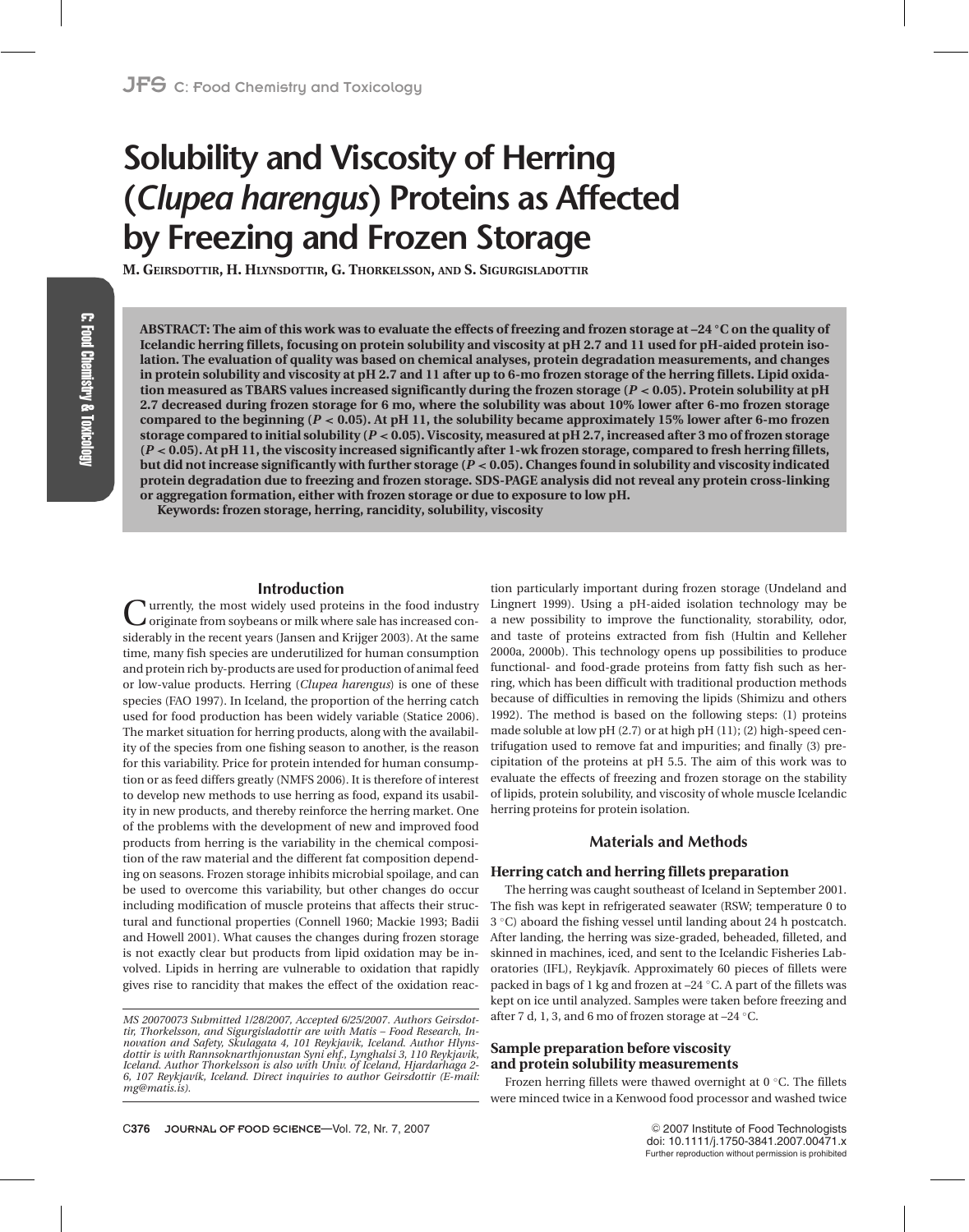# Solubility and Viscosity of Herring (*Clupea harengus*) Proteins as Affected by Freezing and Frozen Storage

M. Geirsdottir, H. Hlynsdottir, G. Thorkelsson, and S. Sigurgisladottir

**ABSTRACT: The aim of this work was to evaluate the effects of freezing and frozen storage at –24 °C on the quality of Icelandic herring fillets, focusing on protein solubility and viscosity at pH 2.7 and 11 used for pH-aided protein isolation. The evaluation of quality was based on chemical analyses, protein degradation measurements, and changes in protein solubility and viscosity at pH 2.7 and 11 after up to 6-mo frozen storage of the herring fillets. Lipid oxidation measured as TBARS values increased significantly during the frozen storage ($P < 0.05$). Protein solubility at pH 2.7 decreased during frozen storage for 6 mo, where the solubility was about 10% lower after 6-mo frozen storage compared to the beginning ($P < 0.05$). At pH 11, the solubility became approximately 15% lower after 6-mo frozen storage compared to initial solubility ($P < 0.05$). Viscosity, measured at pH 2.7, increased after 3 mo of frozen storage ($P < 0.05$). At pH 11, the viscosity increased significantly after 1-wk frozen storage, compared to fresh herring fillets, but did not increase significantly with further storage ($P < 0.05$). Changes found in solubility and viscosity indicated protein degradation due to freezing and frozen storage. SDS-PAGE analysis did not reveal any protein cross-linking or aggregation formation, either with frozen storage or due to exposure to low pH.**

**Keywords: frozen storage, herring, rancidity, solubility, viscosity**

## Introduction

Currently, the most widely used proteins in the food industry originate from soybeans or milk where sale has increased considerably in the recent years (Jansen and Krijger 2003). At the same time, many fish species are underutilized for human consumption and protein rich by-products are used for production of animal feed or low-value products. Herring (*Clupea harengus*) is one of these species (FAO 1997). In Iceland, the proportion of the herring catch used for food production has been widely variable (Statice 2006). The market situation for herring products, along with the availability of the species from one fishing season to another, is the reason for this variability. Price for protein intended for human consumption or as feed differs greatly (NMFS 2006). It is therefore of interest to develop new methods to use herring as food, expand its usability in new products, and thereby reinforce the herring market. One of the problems with the development of new and improved food products from herring is the variability in the chemical composition of the raw material and the different fat composition depending on seasons. Frozen storage inhibits microbial spoilage, and can be used to overcome this variability, but other changes do occur including modification of muscle proteins that affects their structural and functional properties (Connell 1960; Mackie 1993; Badii and Howell 2001). What causes the changes during frozen storage is not exactly clear but products from lipid oxidation may be involved. Lipids in herring are vulnerable to oxidation that rapidly gives rise to rancidity that makes the effect of the oxidation reaction particularly important during frozen storage (Undeland and Lingnert 1999). Using a pH-aided isolation technology may be a new possibility to improve the functionality, storability, odor, and taste of proteins extracted from fish (Hultin and Kelleher 2000a, 2000b). This technology opens up possibilities to produce functional- and food-grade proteins from fatty fish such as herring, which has been difficult with traditional production methods because of difficulties in removing the lipids (Shimizu and others 1992). The method is based on the following steps: (1) proteins made soluble at low pH (2.7) or at high pH (11); (2) high-speed centrifugation used to remove fat and impurities; and finally (3) precipitation of the proteins at pH 5.5. The aim of this work was to evaluate the effects of freezing and frozen storage on the stability of lipids, protein solubility, and viscosity of whole muscle Icelandic herring proteins for protein isolation.

*MS 20070073 Submitted 1/28/2007, Accepted 6/25/2007. Authors Geirsdottir, Thorkelsson, and Sigurgisladottir are with Matis – Food Research, Innovation and Safety, Skulagata 4, 101 Reykjavik, Iceland. Author Hlynsdottir is with Rannsoknarthjonustan Syni ehf., Lynghalsi 3, 110 Reykjavik, Iceland. Author Thorkelsson is also with Univ. of Iceland, Hjardarhaga 2-6, 107 Reykjavik, Iceland. Direct inquiries to author Geirsdottir (E-mail: mg@matis.is).*

## Materials and Methods

### Herring catch and herring fillets preparation

The herring was caught southeast of Iceland in September 2001. The fish was kept in refrigerated seawater (RSW; temperature 0 to 3 °C) aboard the fishing vessel until landing about 24 h postcatch. After landing, the herring was size-graded, beheaded, filleted, and skinned in machines, iced, and sent to the Icelandic Fisheries Laboratories (IFL), Reykjavík. Approximately 60 pieces of fillets were packed in bags of 1 kg and frozen at –24 °C. A part of the fillets was kept on ice until analyzed. Samples were taken before freezing and after 7 d, 1, 3, and 6 mo of frozen storage at –24 °C.

### Sample preparation before viscosity and protein solubility measurements

Frozen herring fillets were thawed overnight at 0 °C. The fillets were minced twice in a Kenwood food processor and washed twice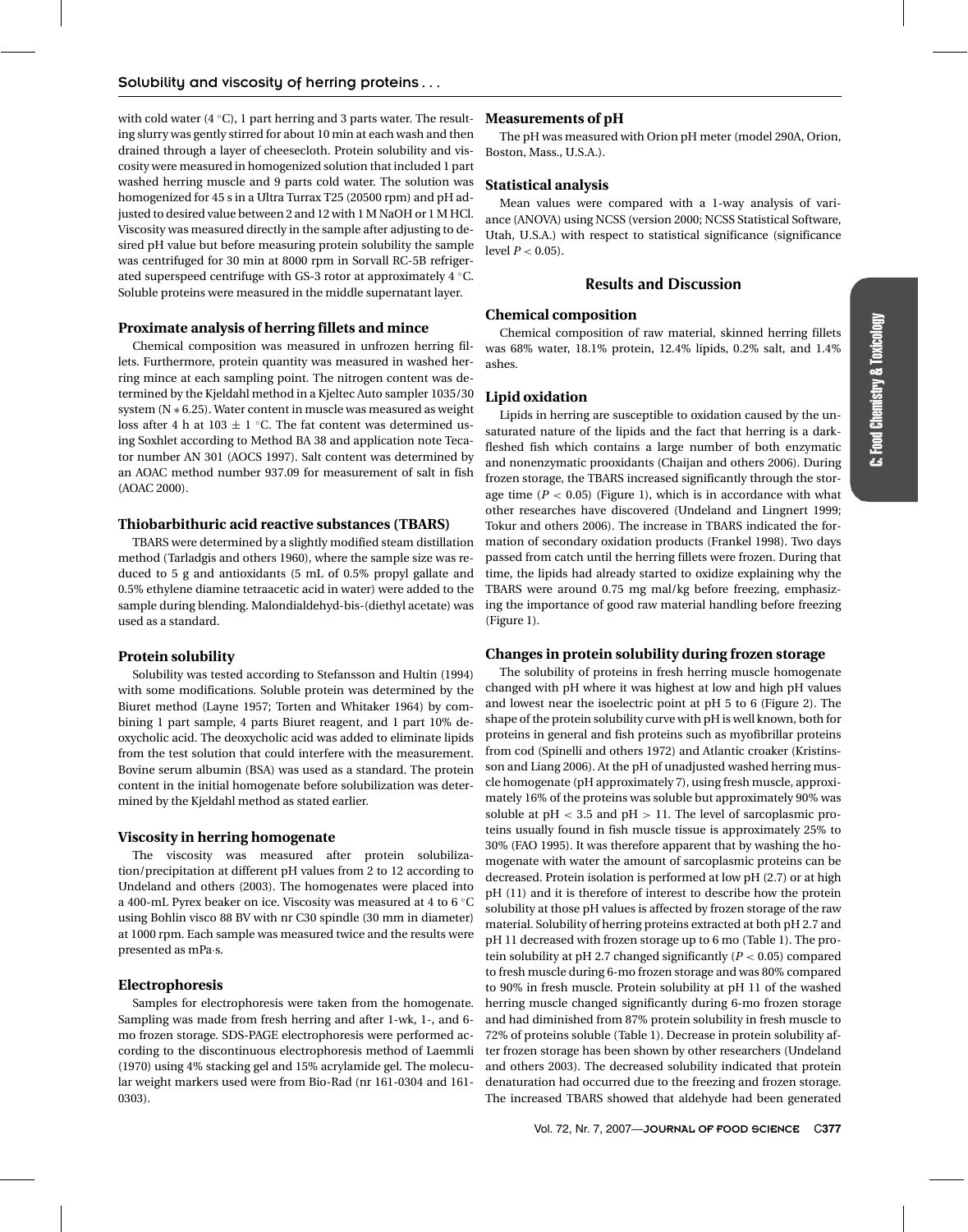with cold water (4 °C), 1 part herring and 3 parts water. The resulting slurry was gently stirred for about 10 min at each wash and then drained through a layer of cheesecloth. Protein solubility and viscosity were measured in homogenized solution that included 1 part washed herring muscle and 9 parts cold water. The solution was homogenized for 45 s in a Ultra Turrax T25 (20500 rpm) and pH adjusted to desired value between 2 and 12 with 1 M NaOH or 1 M HCl. Viscosity was measured directly in the sample after adjusting to desired pH value but before measuring protein solubility the sample was centrifuged for 30 min at 8000 rpm in Sorvall RC-5B refrigerated superspeed centrifuge with GS-3 rotor at approximately 4 °C. Soluble proteins were measured in the middle supernatant layer.

### Proximate analysis of herring fillets and mince

Chemical composition was measured in unfrozen herring fillets. Furthermore, protein quantity was measured in washed herring mince at each sampling point. The nitrogen content was determined by the Kjeldahl method in a Kjeltec Auto sampler 1035/30 system (N * 6.25). Water content in muscle was measured as weight loss after 4 h at 103 ± 1 °C. The fat content was determined using Soxhlet according to Method BA 38 and application note Tecator number AN 301 (AOCS 1997). Salt content was determined by an AOAC method number 937.09 for measurement of salt in fish (AOAC 2000).

### Thiobarbithuric acid reactive substances (TBARS)

TBARS were determined by a slightly modified steam distillation method (Tarladgis and others 1960), where the sample size was reduced to 5 g and antioxidants (5 mL of 0.5% propyl gallate and 0.5% ethylene diamine tetraacetic acid in water) were added to the sample during blending. Malondialdehyd-bis-(diethyl acetate) was used as a standard.

### Protein solubility

Solubility was tested according to Stefansson and Hultin (1994) with some modifications. Soluble protein was determined by the Biuret method (Layne 1957; Torten and Whitaker 1964) by combining 1 part sample, 4 parts Biuret reagent, and 1 part 10% deoxycholic acid. The deoxycholic acid was added to eliminate lipids from the test solution that could interfere with the measurement. Bovine serum albumin (BSA) was used as a standard. The protein content in the initial homogenate before solubilization was determined by the Kjeldahl method as stated earlier.

### Viscosity in herring homogenate

The viscosity was measured after protein solubilization/precipitation at different pH values from 2 to 12 according to Undeland and others (2003). The homogenates were placed into a 400-mL Pyrex beaker on ice. Viscosity was measured at 4 to 6 °C using Bohlin visco 88 BV with nr C30 spindle (30 mm in diameter) at 1000 rpm. Each sample was measured twice and the results were presented as mPa·s.

### Electrophoresis

Samples for electrophoresis were taken from the homogenate. Sampling was made from fresh herring and after 1-wk, 1-, and 6-mo frozen storage. SDS-PAGE electrophoresis were performed according to the discontinuous electrophoresis method of Laemmli (1970) using 4% stacking gel and 15% acrylamide gel. The molecular weight markers used were from Bio-Rad (nr 161-0304 and 161-0303).

### Measurements of pH

The pH was measured with Orion pH meter (model 290A, Orion, Boston, Mass., U.S.A.).

### Statistical analysis

Mean values were compared with a 1-way analysis of variance (ANOVA) using NCSS (version 2000; NCSS Statistical Software, Utah, U.S.A.) with respect to statistical significance (significance level $P < 0.05$).

## Results and Discussion

### Chemical composition

Chemical composition of raw material, skinned herring fillets was 68% water, 18.1% protein, 12.4% lipids, 0.2% salt, and 1.4% ashes.

### Lipid oxidation

Lipids in herring are susceptible to oxidation caused by the unsaturated nature of the lipids and the fact that herring is a dark-fleshed fish which contains a large number of both enzymatic and nonenzymatic prooxidants (Chaijan and others 2006). During frozen storage, the TBARS increased significantly through the storage time ($P < 0.05$) (Figure 1), which is in accordance with what other researches have discovered (Undeland and Lingnert 1999; Tokur and others 2006). The increase in TBARS indicated the formation of secondary oxidation products (Frankel 1998). Two days passed from catch until the herring fillets were frozen. During that time, the lipids had already started to oxidize explaining why the TBARS were around 0.75 mg mal/kg before freezing, emphasizing the importance of good raw material handling before freezing (Figure 1).

### Changes in protein solubility during frozen storage

The solubility of proteins in fresh herring muscle homogenate changed with pH where it was highest at low and high pH values and lowest near the isoelectric point at pH 5 to 6 (Figure 2). The shape of the protein solubility curve with pH is well known, both for proteins in general and fish proteins such as myofibrillar proteins from cod (Spinelli and others 1972) and Atlantic croaker (Kristinsson and Liang 2006). At the pH of unadjusted washed herring muscle homogenate (pH approximately 7), using fresh muscle, approximately 16% of the proteins was soluble but approximately 90% was soluble at pH < 3.5 and pH > 11. The level of sarcoplasmic proteins usually found in fish muscle tissue is approximately 25% to 30% (FAO 1995). It was therefore apparent that by washing the homogenate with water the amount of sarcoplasmic proteins can be decreased. Protein isolation is performed at low pH (2.7) or at high pH (11) and it is therefore of interest to describe how the protein solubility at those pH values is affected by frozen storage of the raw material. Solubility of herring proteins extracted at both pH 2.7 and pH 11 decreased with frozen storage up to 6 mo (Table 1). The protein solubility at pH 2.7 changed significantly ($P < 0.05$) compared to fresh muscle during 6-mo frozen storage and was 80% compared to 90% in fresh muscle. Protein solubility at pH 11 of the washed herring muscle changed significantly during 6-mo frozen storage and had diminished from 87% protein solubility in fresh muscle to 72% of proteins soluble (Table 1). Decrease in protein solubility after frozen storage has been shown by other researchers (Undeland and others 2003). The decreased solubility indicated that protein denaturation had occurred due to the freezing and frozen storage. The increased TBARS showed that aldehyde had been generated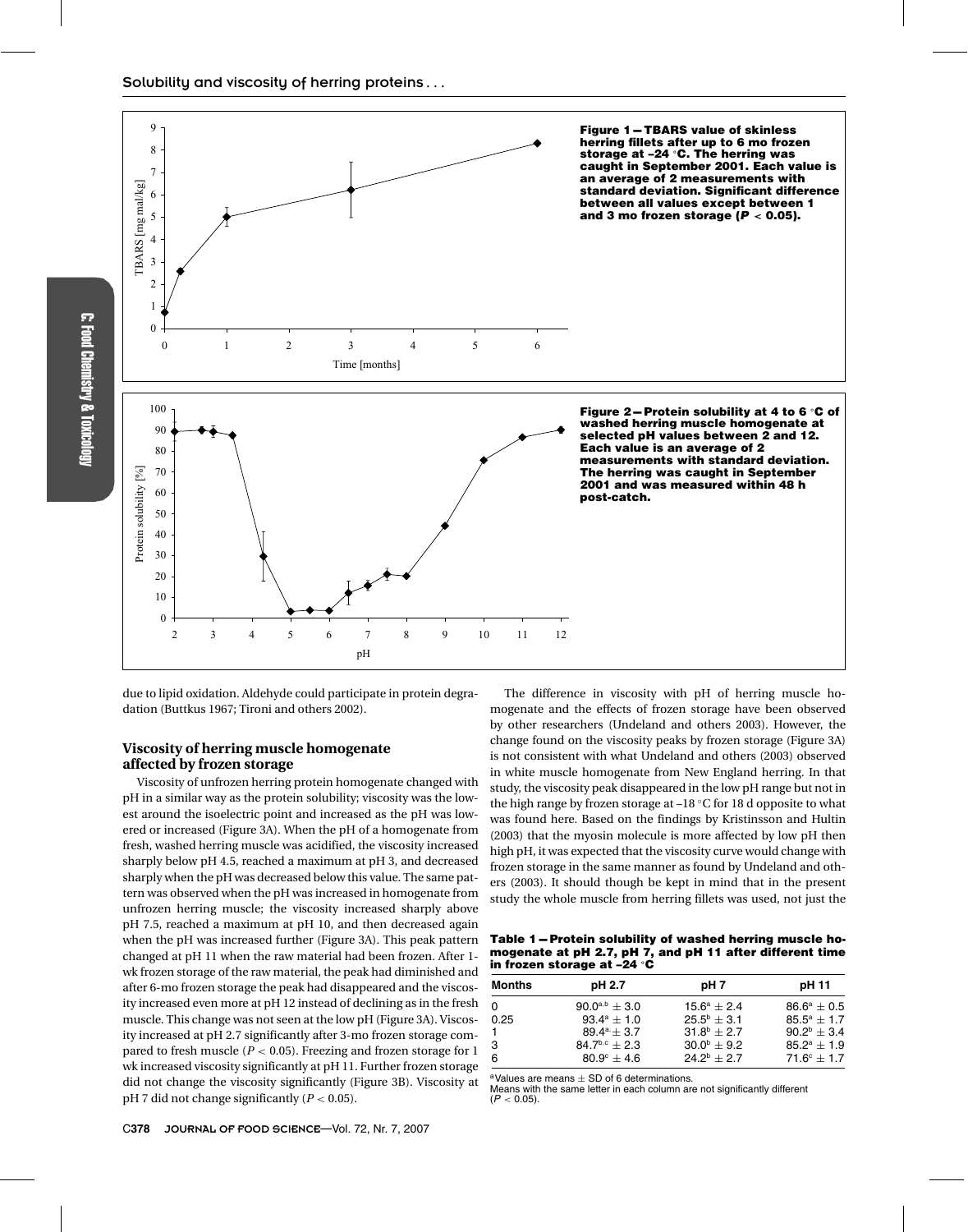9
8
7
6
5
4
3
2
1
0

TBARS [mg mal/kg]

0 1 2 3 4 5 6

Time [months]

**Figure 1—TBARS value of skinless herring fillets after up to 6 mo frozen storage at –24 °C. The herring was caught in September 2001. Each value is an average of 2 measurements with standard deviation. Significant difference between all values except between 1 and 3 mo frozen storage (*P* < 0.05).**

100
90
80
70
60
50
40
30
20
10
0

Protein solubility [%]

2 3 4 5 6 7 8 9 10 11 12

pH

**Figure 2—Protein solubility at 4 to 6 °C of washed herring muscle homogenate at selected pH values between 2 and 12. Each value is an average of 2 measurements with standard deviation. The herring was caught in September 2001 and was measured within 48 h post-catch.**

due to lipid oxidation. Aldehyde could participate in protein degradation (Buttkus 1967; Tironi and others 2002).

### Viscosity of herring muscle homogenate affected by frozen storage

Viscosity of unfrozen herring protein homogenate changed with pH in a similar way as the protein solubility; viscosity was the lowest around the isoelectric point and increased as the pH was lowered or increased (Figure 3A). When the pH of a homogenate from fresh, washed herring muscle was acidified, the viscosity increased sharply below pH 4.5, reached a maximum at pH 3, and decreased sharply when the pH was decreased below this value. The same pattern was observed when the pH was increased in homogenate from unfrozen herring muscle; the viscosity increased sharply above pH 7.5, reached a maximum at pH 10, and then decreased again when the pH was increased further (Figure 3A). This peak pattern changed at pH 11 when the raw material had been frozen. After 1-wk frozen storage of the raw material, the peak had diminished and after 6-mo frozen storage the peak had disappeared and the viscosity increased even more at pH 12 instead of declining as in the fresh muscle. This change was not seen at the low pH (Figure 3A). Viscosity increased at pH 2.7 significantly after 3-mo frozen storage compared to fresh muscle ($P < 0.05$). Freezing and frozen storage for 1 wk increased viscosity significantly at pH 11. Further frozen storage did not change the viscosity significantly (Figure 3B). Viscosity at pH 7 did not change significantly ($P < 0.05$).

The difference in viscosity with pH of herring muscle homogenate and the effects of frozen storage have been observed by other researchers (Undeland and others 2003). However, the change found on the viscosity peaks by frozen storage (Figure 3A) is not consistent with what Undeland and others (2003) observed in white muscle homogenate from New England herring. In that study, the viscosity peak disappeared in the low pH range but not in the high range by frozen storage at –18 °C for 18 d opposite to what was found here. Based on the findings by Kristinsson and Hultin (2003) that the myosin molecule is more affected by low pH then high pH, it was expected that the viscosity curve would change with frozen storage in the same manner as found by Undeland and others (2003). It should though be kept in mind that in the present study the whole muscle from herring fillets was used, not just the

**Table 1—Protein solubility of washed herring muscle homogenate at pH 2.7, pH 7, and pH 11 after different time in frozen storage at –24 °C**

| Months | pH 2.7 | pH 7 | pH 11 |
|---|---|---|---|
| 0 | $90.0^{a,b} \pm 3.0$ | $15.6^{a} \pm 2.4$ | $86.6^{a} \pm 0.5$ |
| 0.25 | $93.4^{a} \pm 1.0$ | $25.5^{b} \pm 3.1$ | $85.5^{a} \pm 1.7$ |
| 1 | $89.4^{a} \pm 3.7$ | $31.8^{b} \pm 2.7$ | $90.2^{b} \pm 3.4$ |
| 3 | $84.7^{b,c} \pm 2.3$ | $30.0^{b} \pm 9.2$ | $85.2^{a} \pm 1.9$ |
| 6 | $80.9^{c} \pm 4.6$ | $24.2^{b} \pm 2.7$ | $71.6^{c} \pm 1.7$ |

[a]Values are means ± SD of 6 determinations.
Means with the same letter in each column are not significantly different ($P < 0.05$).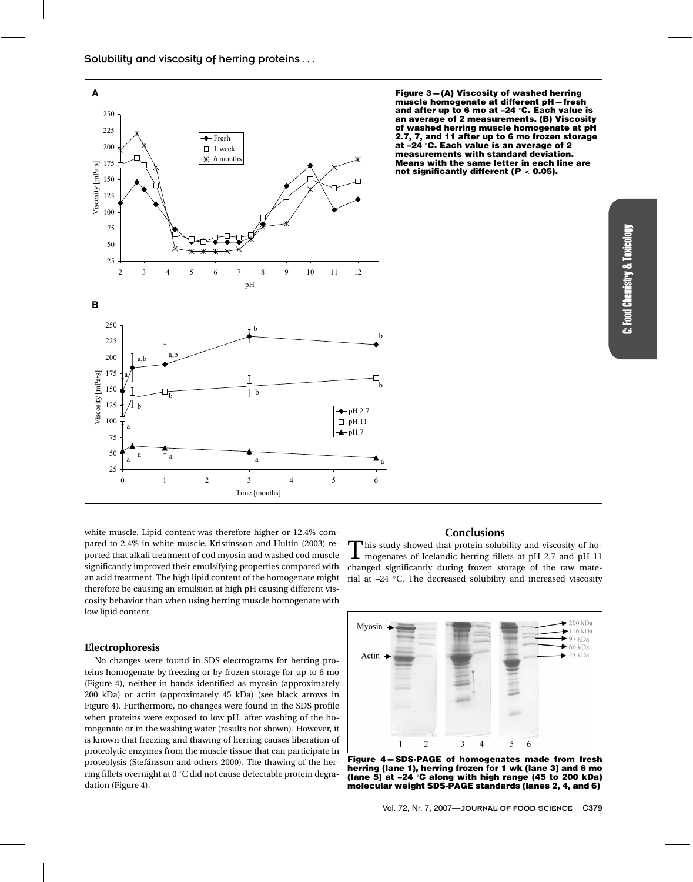A

250
225
200
175
150
125
100
75
50
25

Viscosity [mPa·s]

2 3 4 5 6 7 8 9 10 11 12

pH

Fresh
1 week
6 months

B

250
225
200
175
150
125
100
75
50
25

Viscosity [mPa•s]

0 1 2 3 4 5 6

Time [months]

pH 2.7
pH 11
pH 7

a a,b a,b b b
a b b b b
a a a a a

Figure 3—(A) Viscosity of washed herring muscle homogenate at different pH—fresh and after up to 6 mo at –24 °C. Each value is an average of 2 measurements. (B) Viscosity of washed herring muscle homogenate at pH 2.7, 7, and 11 after up to 6 mo frozen storage at –24 °C. Each value is an average of 2 measurements with standard deviation. Means with the same letter in each line are not significantly different ($P < 0.05$).

white muscle. Lipid content was therefore higher or 12.4% compared to 2.4% in white muscle. Kristinsson and Hultin (2003) reported that alkali treatment of cod myosin and washed cod muscle significantly improved their emulsifying properties compared with an acid treatment. The high lipid content of the homogenate might therefore be causing an emulsion at high pH causing different viscosity behavior than when using herring muscle homogenate with low lipid content.

### Electrophoresis

No changes were found in SDS electrograms for herring proteins homogenate by freezing or by frozen storage for up to 6 mo (Figure 4), neither in bands identified as myosin (approximately 200 kDa) or actin (approximately 45 kDa) (see black arrows in Figure 4). Furthermore, no changes were found in the SDS profile when proteins were exposed to low pH, after washing of the homogenate or in the washing water (results not shown). However, it is known that freezing and thawing of herring causes liberation of proteolytic enzymes from the muscle tissue that can participate in proteolysis (Stefánsson and others 2000). The thawing of the herring fillets overnight at 0 °C did not cause detectable protein degradation (Figure 4).

## Conclusions

This study showed that protein solubility and viscosity of homogenates of Icelandic herring fillets at pH 2.7 and pH 11 changed significantly during frozen storage of the raw material at –24 °C. The decreased solubility and increased viscosity

Myosin
Actin
200 kDa
116 kDa
97 kDa
66 kDa
45 kDa
1 2 3 4 5 6

Figure 4—SDS-PAGE of homogenates made from fresh herring (lane 1), herring frozen for 1 wk (lane 3) and 6 mo (lane 5) at –24 °C along with high range (45 to 200 kDa) molecular weight SDS-PAGE standards (lanes 2, 4, and 6)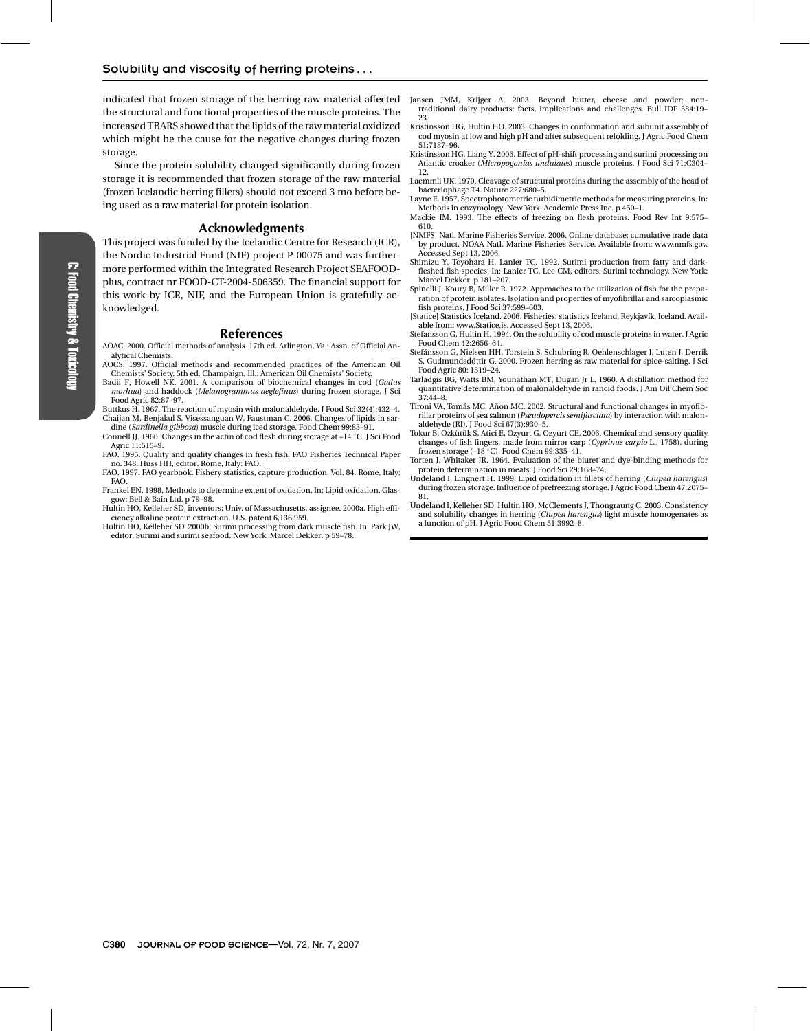indicated that frozen storage of the herring raw material affected the structural and functional properties of the muscle proteins. The increased TBARS showed that the lipids of the raw material oxidized which might be the cause for the negative changes during frozen storage.

Since the protein solubility changed significantly during frozen storage it is recommended that frozen storage of the raw material (frozen Icelandic herring fillets) should not exceed 3 mo before being used as a raw material for protein isolation.

## Acknowledgments

This project was funded by the Icelandic Centre for Research (ICR), the Nordic Industrial Fund (NIF) project P-00075 and was furthermore performed within the Integrated Research Project SEAFOODplus, contract nr FOOD-CT-2004-506359. The financial support for this work by ICR, NIF, and the European Union is gratefully acknowledged.

## References

AOAC. 2000. Official methods of analysis. 17th ed. Arlington, Va.: Assn. of Official Analytical Chemists.

AOCS. 1997. Official methods and recommended practices of the American Oil Chemists' Society. 5th ed. Champaign, Ill.: American Oil Chemists' Society.

Badii F, Howell NK. 2001. A comparison of biochemical changes in cod (*Gadus morhua*) and haddock (*Melanogrammus aeglefinus*) during frozen storage. J Sci Food Agric 82:87–97.

Buttkus H. 1967. The reaction of myosin with malonaldehyde. J Food Sci 32(4):432–4.

Chaijan M, Benjakul S, Visessanguan W, Faustman C. 2006. Changes of lipids in sardine (*Sardinella gibbosa*) muscle during iced storage. Food Chem 99:83–91.

Connell JJ. 1960. Changes in the actin of cod flesh during storage at –14 °C. J Sci Food Agric 11:515–9.

FAO. 1995. Quality and quality changes in fresh fish. FAO Fisheries Technical Paper no. 348. Huss HH, editor. Rome, Italy: FAO.

FAO. 1997. FAO yearbook. Fishery statistics, capture production, Vol. 84. Rome, Italy: FAO.

Frankel EN. 1998. Methods to determine extent of oxidation. In: Lipid oxidation. Glasgow: Bell & Bain Ltd. p 79–98.

Hultin HO, Kelleher SD, inventors; Univ. of Massachusetts, assignee. 2000a. High efficiency alkaline protein extraction. U.S. patent 6,136,959.

Hultin HO, Kelleher SD. 2000b. Surimi processing from dark muscle fish. In: Park JW, editor. Surimi and surimi seafood. New York: Marcel Dekker. p 59–78.

Jansen JMM, Krijger A. 2003. Beyond butter, cheese and powder: non-traditional dairy products: facts, implications and challenges. Bull IDF 384:19–23.

Kristinsson HG, Hultin HO. 2003. Changes in conformation and subunit assembly of cod myosin at low and high pH and after subsequent refolding. J Agric Food Chem 51:7187–96.

Kristinsson HG, Liang Y. 2006. Effect of pH-shift processing and surimi processing on Atlantic croaker (*Micropogonias undulates*) muscle proteins. J Food Sci 71:C304–12.

Laemmli UK. 1970. Cleavage of structural proteins during the assembly of the head of bacteriophage T4. Nature 227:680–5.

Layne E. 1957. Spectrophotometric turbidimetric methods for measuring proteins. In: Methods in enzymology. New York: Academic Press Inc. p 450–1.

Mackie IM. 1993. The effects of freezing on flesh proteins. Food Rev Int 9:575–610.

[NMFS] Natl. Marine Fisheries Service. 2006. Online database: cumulative trade data by product. NOAA Natl. Marine Fisheries Service. Available from: www.nmfs.gov. Accessed Sept 13, 2006.

Shimizu Y, Toyohara H, Lanier TC. 1992. Surimi production from fatty and dark-fleshed fish species. In: Lanier TC, Lee CM, editors. Surimi technology. New York: Marcel Dekker. p 181–207.

Spinelli J, Koury B, Miller R. 1972. Approaches to the utilization of fish for the preparation of protein isolates. Isolation and properties of myofibrillar and sarcoplasmic fish proteins. J Food Sci 37:599–603.

[Statice] Statistics Iceland. 2006. Fisheries: statistics Iceland, Reykjavík, Iceland. Available from: www.Statice.is. Accessed Sept 13, 2006.

Stefansson G, Hultin H. 1994. On the solubility of cod muscle proteins in water. J Agric Food Chem 42:2656–64.

Stefánsson G, Nielsen HH, Torstein S, Schubring R, Oehlenschlager J, Luten J, Derrik S, Gudmundsdóttir G. 2000. Frozen herring as raw material for spice-salting. J Sci Food Agric 80: 1319–24.

Tarladgis BG, Watts BM, Younathan MT, Dugan Jr L. 1960. A distillation method for quantitative determination of malonaldehyde in rancid foods. J Am Oil Chem Soc 37:44–8.

Tironi VA, Tomás MC, Añon MC. 2002. Structural and functional changes in myofibrillar proteins of sea salmon (*Pseudopercis semifasciata*) by interaction with malonaldehyde (RI). J Food Sci 67(3):930–5.

Tokur B, Ozkütük S, Atici E, Ozyurt G, Ozyurt CE. 2006. Chemical and sensory quality changes of fish fingers, made from mirror carp (*Cyprinus carpio* L., 1758), during frozen storage (–18 °C). Food Chem 99:335–41.

Torten J, Whitaker JR. 1964. Evaluation of the biuret and dye-binding methods for protein determination in meats. J Food Sci 29:168–74.

Undeland I, Lingnert H. 1999. Lipid oxidation in fillets of herring (*Clupea harengus*) during frozen storage. Influence of prefreezing storage. J Agric Food Chem 47:2075–81.

Undeland I, Kelleher SD, Hultin HO, McClements J, Thongraung C. 2003. Consistency and solubility changes in herring (*Clupea harengus*) light muscle homogenates as a function of pH. J Agric Food Chem 51:3992–8.